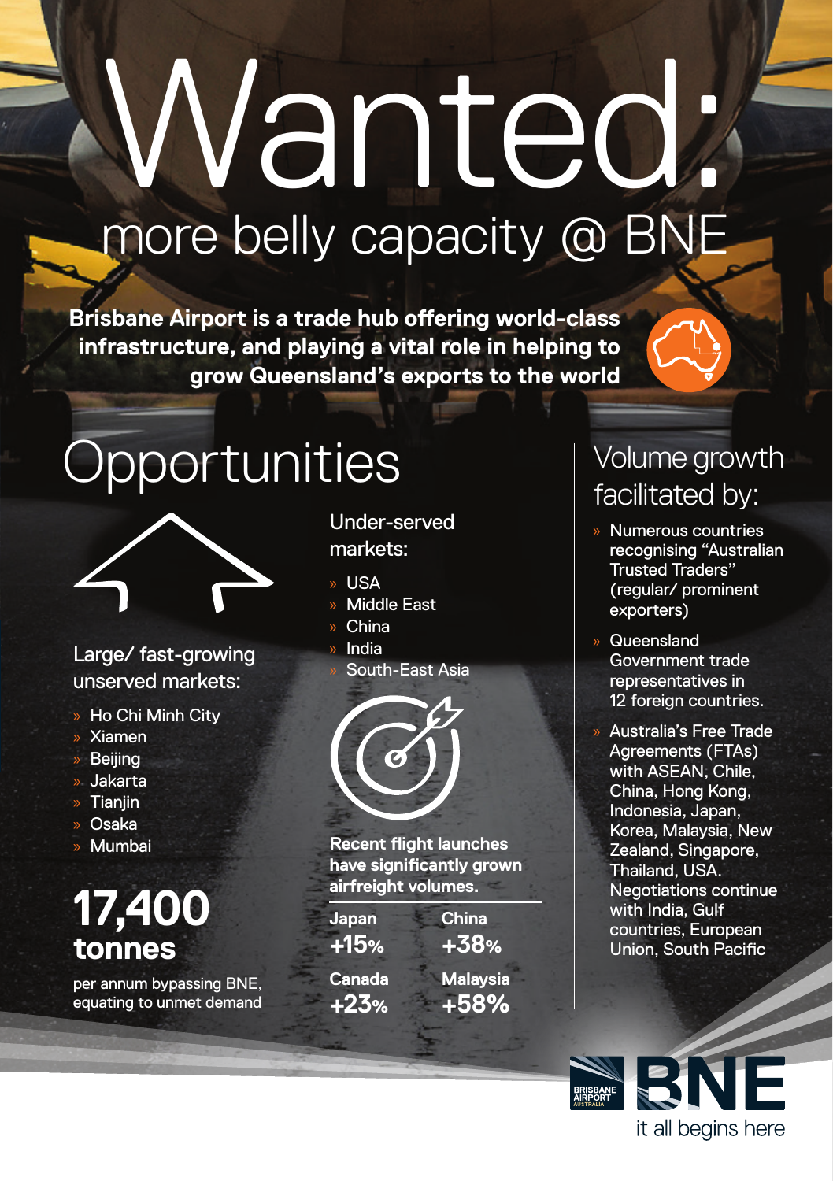# Wanted:

## more belly capacity @ BNE

**Brisbane Airport is a trade hub offering world-class infrastructure, and playing a vital role in helping to grow Queensland's exports to the world**

## Opportunities

### Large/ fast-growing unserved markets:

- Ho Chi Minh City
- Xiamen
- Beijing
- Jakarta
- Tianjin
- Osaka
- Mumbai

**17,400 tonnes**

per annum bypassing BNE, equating to unmet demand

### Under-served markets:

- USA
- Middle East
- China
- India
- South-East Asia

**Recent flight launches have significantly grown airfreight volumes.**

| Japan | China |
|---|---|
| **+15%** | **+38%** |
| **Canada** | **Malaysia** |
| **+23%** | **+58%** |

## Volume growth facilitated by:

- Numerous countries recognising "Australian Trusted Traders" (regular/ prominent exporters)
- Queensland Government trade representatives in 12 foreign countries.
- Australia's Free Trade Agreements (FTAs) with ASEAN, Chile, China, Hong Kong, Indonesia, Japan, Korea, Malaysia, New Zealand, Singapore, Thailand, USA. Negotiations continue with India, Gulf countries, European Union, South Pacific

BRISBANE AIRPORT AUSTRALIA BNE

it all begins here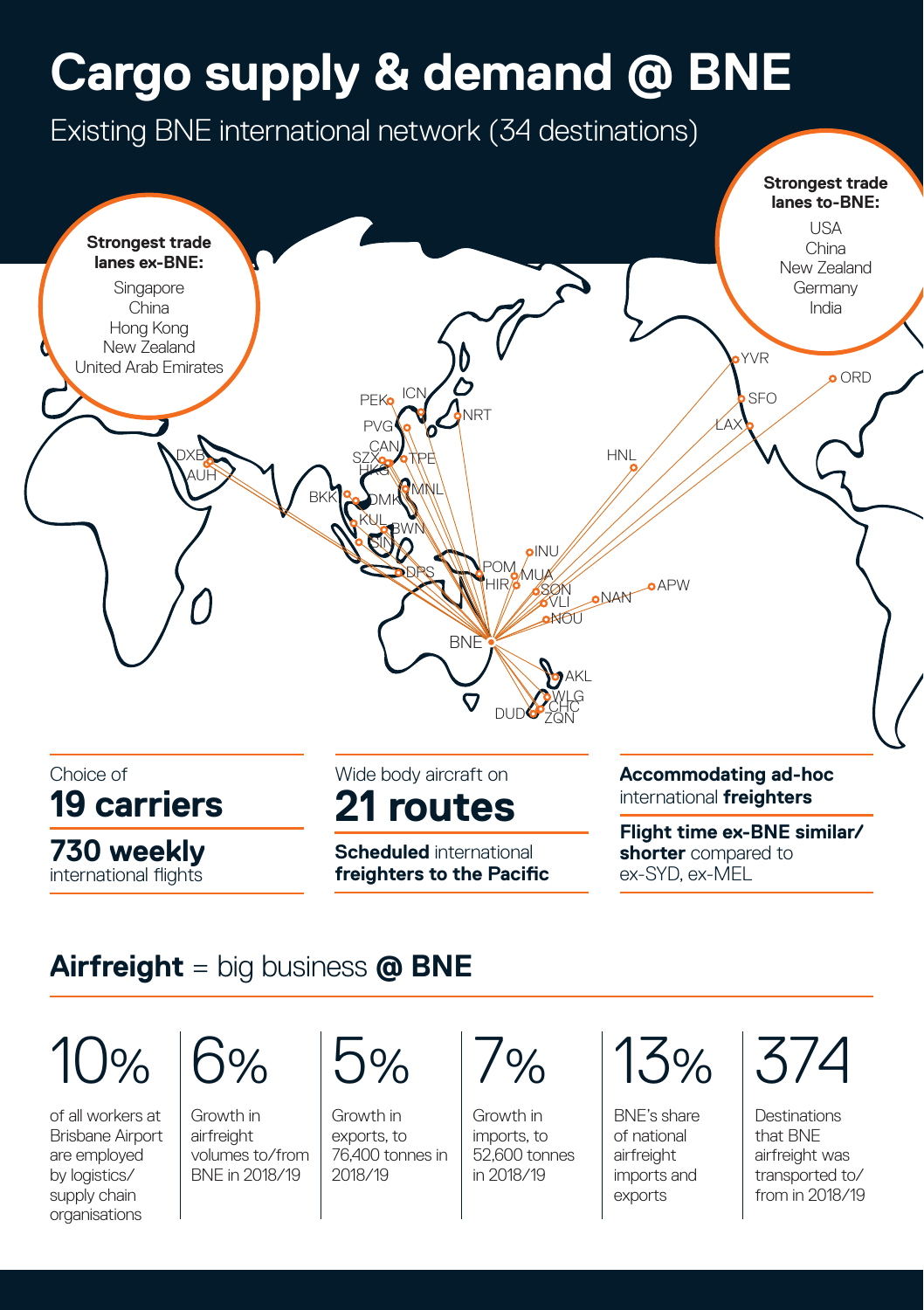# Cargo supply & demand @ BNE

Existing BNE international network (34 destinations)

**Strongest trade lanes ex-BNE:**

Singapore
China
Hong Kong
New Zealand
United Arab Emirates

**Strongest trade lanes to-BNE:**

USA
China
New Zealand
Germany
India

Choice of
**19 carriers**

**730 weekly**
international flights

Wide body aircraft on
**21 routes**

**Scheduled** international **freighters to the Pacific**

**Accommodating ad-hoc** international **freighters**

**Flight time ex-BNE similar/ shorter** compared to ex-SYD, ex-MEL

## **Airfreight** = big business **@ BNE**

10%
of all workers at Brisbane Airport are employed by logistics/ supply chain organisations

6%
Growth in airfreight volumes to/from BNE in 2018/19

5%
Growth in exports, to 76,400 tonnes in 2018/19

7%
Growth in imports, to 52,600 tonnes in 2018/19

13%
BNE's share of national airfreight imports and exports

374
Destinations that BNE airfreight was transported to/ from in 2018/19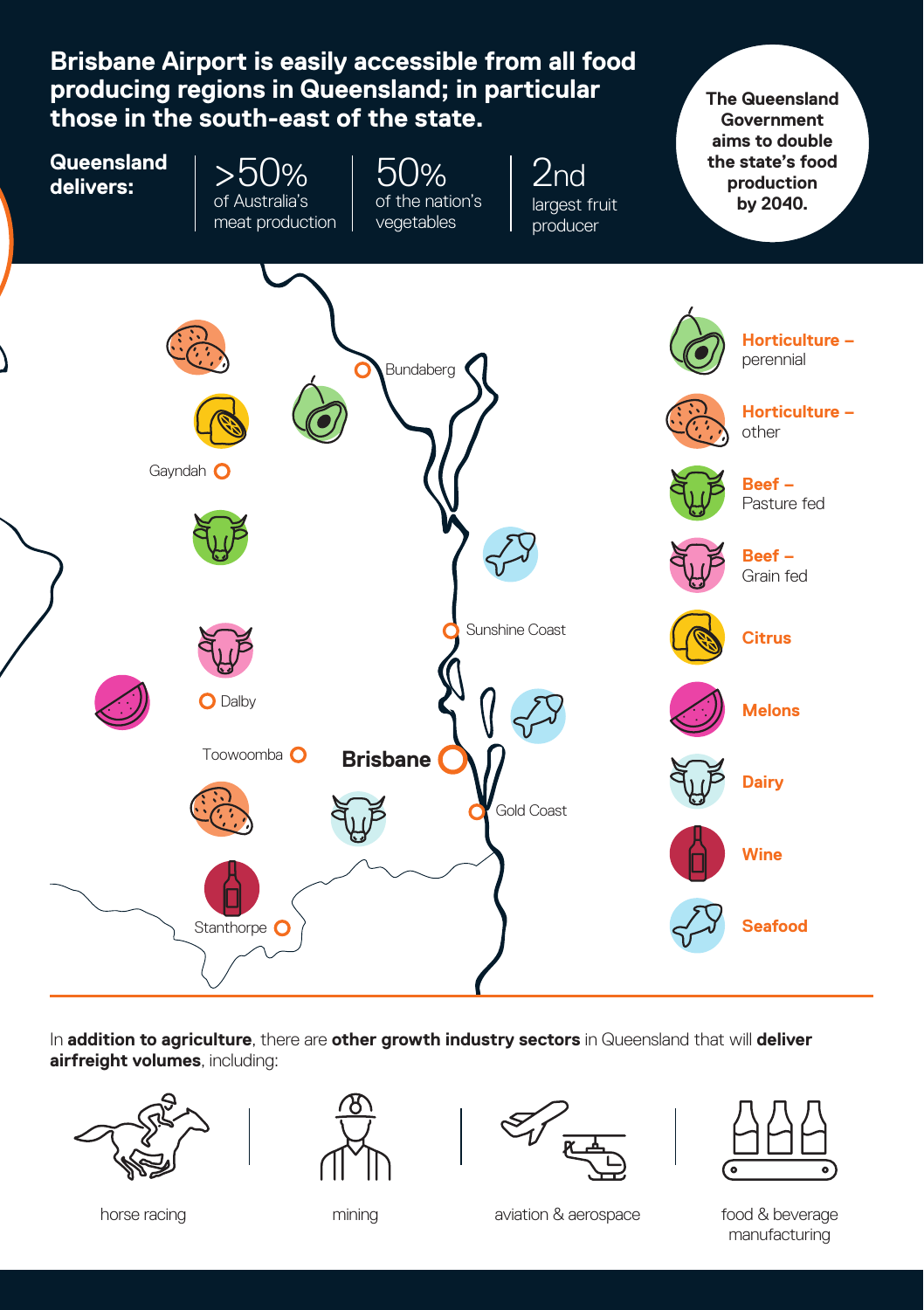## Brisbane Airport is easily accessible from all food producing regions in Queensland; in particular those in the south-east of the state.

**Queensland delivers:**

- >50% of Australia's meat production
- 50% of the nation's vegetables
- 2nd largest fruit producer

**The Queensland Government aims to double the state's food production by 2040.**

Bundaberg

Gayndah

Sunshine Coast

Dalby

Toowoomba

**Brisbane**

Gold Coast

Stanthorpe

- **Horticulture –** perennial
- **Horticulture –** other
- **Beef –** Pasture fed
- **Beef –** Grain fed
- **Citrus**
- **Melons**
- **Dairy**
- **Wine**
- **Seafood**

In **addition to agriculture**, there are **other growth industry sectors** in Queensland that will **deliver airfreight volumes**, including:

- horse racing
- mining
- aviation & aerospace
- food & beverage manufacturing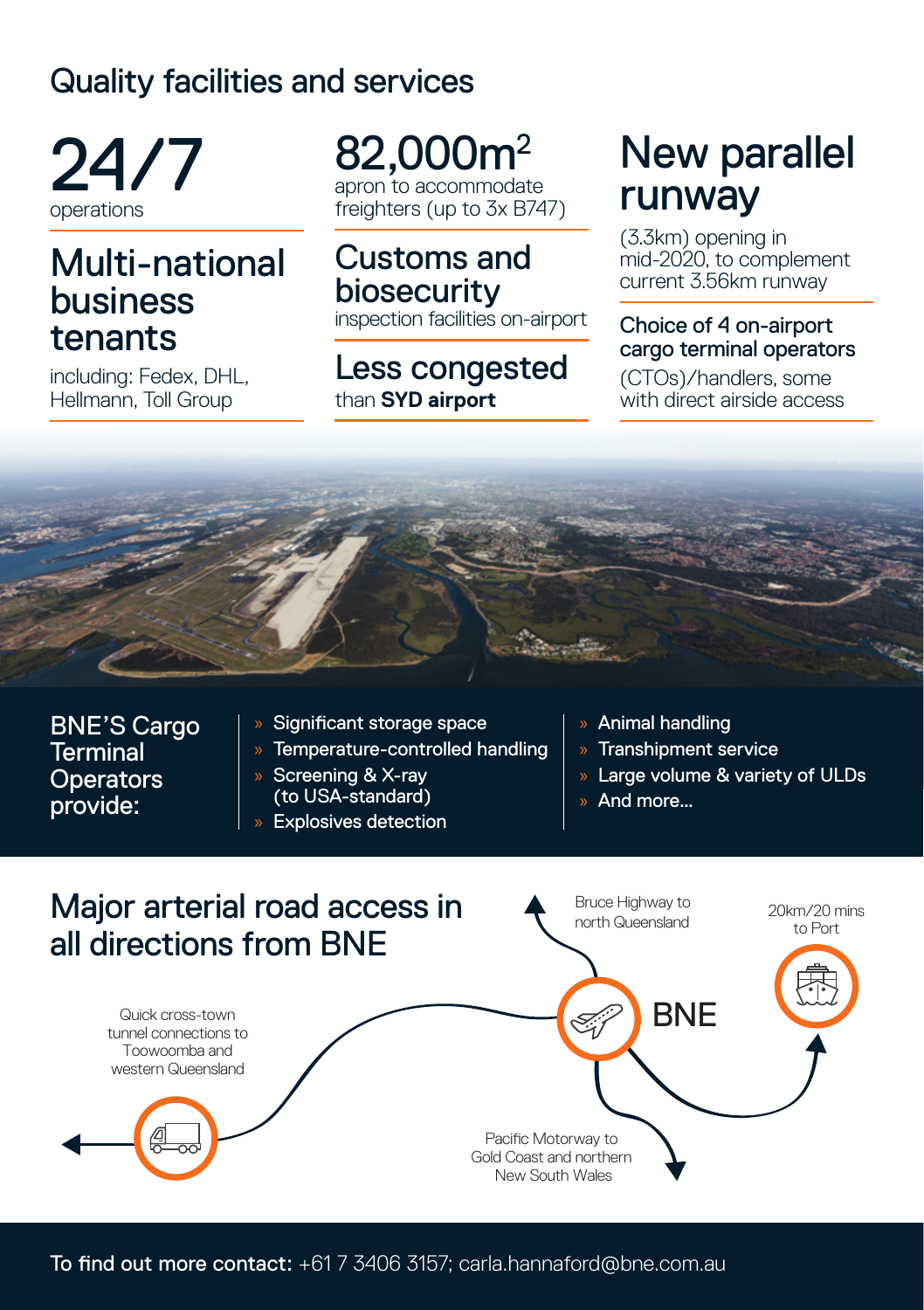## Quality facilities and services

**24/7**
operations

**Multi-national business tenants**
including: Fedex, DHL, Hellmann, Toll Group

**82,000m$^2$**
apron to accommodate freighters (up to 3x B747)

**Customs and biosecurity**
inspection facilities on-airport

**Less congested**
than **SYD airport**

**New parallel runway**
(3.3km) opening in mid-2020, to complement current 3.56km runway

**Choice of 4 on-airport cargo terminal operators**
(CTOs)/handlers, some with direct airside access

### BNE'S Cargo Terminal Operators provide:

- Significant storage space
- Temperature-controlled handling
- Screening & X-ray (to USA-standard)
- Explosives detection
- Animal handling
- Transhipment service
- Large volume & variety of ULDs
- And more...

## Major arterial road access in all directions from BNE

Bruce Highway to north Queensland

20km/20 mins to Port

BNE

Quick cross-town tunnel connections to Toowoomba and western Queensland

Pacific Motorway to Gold Coast and northern New South Wales

**To find out more contact:** +61 7 3406 3157; carla.hannaford@bne.com.au